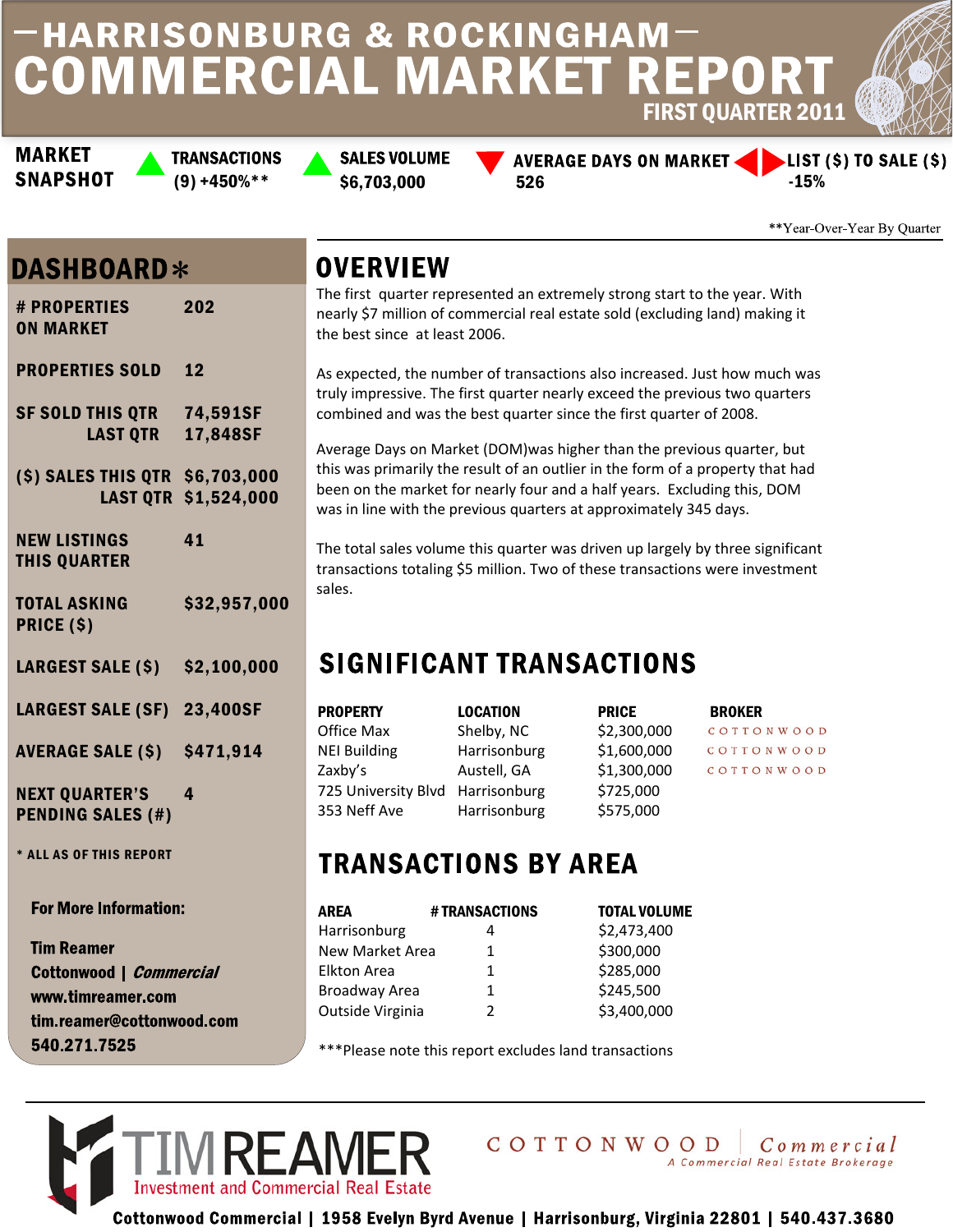# HARRISONBURG & ROCKINGHAM COMMERCIAL MARKET REPORT

## FIRST QUARTER 2011

**MARKET SNAPSHOT**

| TRANSACTIONS | SALES VOLUME | AVERAGE DAYS ON MARKET | LIST ($) TO SALE ($) |
|---|---|---|---|
| (9) +450%** | $6,703,000 | 526 | -15% |

**Year-Over-Year By Quarter

## DASHBOARD*

| | |
|---|---|
| # PROPERTIES ON MARKET | 202 |
| PROPERTIES SOLD | 12 |
| SF SOLD THIS QTR | 74,591SF |
| LAST QTR | 17,848SF |
| ($) SALES THIS QTR | $6,703,000 |
| LAST QTR | $1,524,000 |
| NEW LISTINGS THIS QUARTER | 41 |
| TOTAL ASKING PRICE ($) | $32,957,000 |
| LARGEST SALE ($) | $2,100,000 |
| LARGEST SALE (SF) | 23,400SF |
| AVERAGE SALE ($) | $471,914 |
| NEXT QUARTER'S PENDING SALES (#) | 4 |

* ALL AS OF THIS REPORT

**For More Information:**

**Tim Reamer**
**Cottonwood | *Commercial***
**www.timreamer.com**
**tim.reamer@cottonwood.com**
**540.271.7525**

## OVERVIEW

The first quarter represented an extremely strong start to the year. With nearly $7 million of commercial real estate sold (excluding land) making it the best since at least 2006.

As expected, the number of transactions also increased. Just how much was truly impressive. The first quarter nearly exceed the previous two quarters combined and was the best quarter since the first quarter of 2008.

Average Days on Market (DOM)was higher than the previous quarter, but this was primarily the result of an outlier in the form of a property that had been on the market for nearly four and a half years. Excluding this, DOM was in line with the previous quarters at approximately 345 days.

The total sales volume this quarter was driven up largely by three significant transactions totaling $5 million. Two of these transactions were investment sales.

## SIGNIFICANT TRANSACTIONS

| PROPERTY | LOCATION | PRICE | BROKER |
|---|---|---|---|
| Office Max | Shelby, NC | $2,300,000 | COTTONWOOD |
| NEI Building | Harrisonburg | $1,600,000 | COTTONWOOD |
| Zaxby's | Austell, GA | $1,300,000 | COTTONWOOD |
| 725 University Blvd | Harrisonburg | $725,000 | |
| 353 Neff Ave | Harrisonburg | $575,000 | |

## TRANSACTIONS BY AREA

| AREA | # TRANSACTIONS | TOTAL VOLUME |
|---|---|---|
| Harrisonburg | 4 | $2,473,400 |
| New Market Area | 1 | $300,000 |
| Elkton Area | 1 | $285,000 |
| Broadway Area | 1 | $245,500 |
| Outside Virginia | 2 | $3,400,000 |

***Please note this report excludes land transactions

TIM REAMER Investment and Commercial Real Estate

COTTONWOOD | Commercial — A Commercial Real Estate Brokerage

Cottonwood Commercial | 1958 Evelyn Byrd Avenue | Harrisonburg, Virginia 22801 | 540.437.3680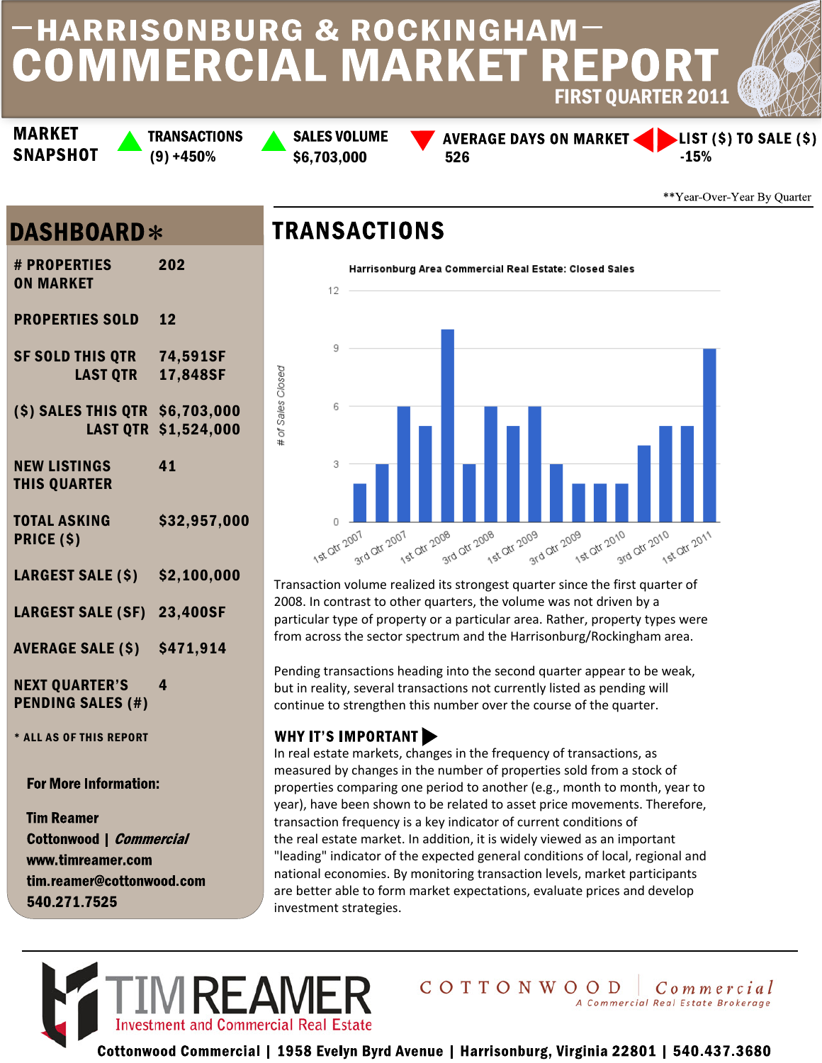# — HARRISONBURG & ROCKINGHAM —
# COMMERCIAL MARKET REPORT
## FIRST QUARTER 2011

**MARKET SNAPSHOT**

| TRANSACTIONS | SALES VOLUME | AVERAGE DAYS ON MARKET | LIST ($) TO SALE ($) |
|---|---|---|---|
| (9) +450% | $6,703,000 | 526 | -15% |

**Year-Over-Year By Quarter

## DASHBOARD*

| | |
|---|---|
| # PROPERTIES ON MARKET | 202 |
| PROPERTIES SOLD | 12 |
| SF SOLD THIS QTR | 74,591SF |
| LAST QTR | 17,848SF |
| ($) SALES THIS QTR | $6,703,000 |
| LAST QTR | $1,524,000 |
| NEW LISTINGS THIS QUARTER | 41 |
| TOTAL ASKING PRICE ($) | $32,957,000 |
| LARGEST SALE ($) | $2,100,000 |
| LARGEST SALE (SF) | 23,400SF |
| AVERAGE SALE ($) | $471,914 |
| NEXT QUARTER'S PENDING SALES (#) | 4 |

* ALL AS OF THIS REPORT

**For More Information:**

**Tim Reamer**
**Cottonwood | *Commercial***
**www.timreamer.com**
**tim.reamer@cottonwood.com**
**540.271.7525**

## TRANSACTIONS

Harrisonburg Area Commercial Real Estate: Closed Sales

| Quarter | # of Sales Closed |
|---|---|
| 1st Qtr 2007 | 2 |
| 2nd Qtr 2007 | 3 |
| 3rd Qtr 2007 | 6 |
| 4th Qtr 2007 | 5 |
| 1st Qtr 2008 | 10 |
| 2nd Qtr 2008 | 3 |
| 3rd Qtr 2008 | 6 |
| 4th Qtr 2008 | 5 |
| 1st Qtr 2009 | 6 |
| 2nd Qtr 2009 | 3 |
| 3rd Qtr 2009 | 2 |
| 4th Qtr 2009 | 2 |
| 1st Qtr 2010 | 2 |
| 2nd Qtr 2010 | 4 |
| 3rd Qtr 2010 | 5 |
| 4th Qtr 2010 | 5 |
| 1st Qtr 2011 | 9 |

Transaction volume realized its strongest quarter since the first quarter of 2008. In contrast to other quarters, the volume was not driven by a particular type of property or a particular area. Rather, property types were from across the sector spectrum and the Harrisonburg/Rockingham area.

Pending transactions heading into the second quarter appear to be weak, but in reality, several transactions not currently listed as pending will continue to strengthen this number over the course of the quarter.

### WHY IT'S IMPORTANT ▶

In real estate markets, changes in the frequency of transactions, as measured by changes in the number of properties sold from a stock of properties comparing one period to another (e.g., month to month, year to year), have been shown to be related to asset price movements. Therefore, transaction frequency is a key indicator of current conditions of the real estate market. In addition, it is widely viewed as an important "leading" indicator of the expected general conditions of local, regional and national economies. By monitoring transaction levels, market participants are better able to form market expectations, evaluate prices and develop investment strategies.

TIM REAMER
Investment and Commercial Real Estate

COTTONWOOD | *Commercial*
A Commercial Real Estate Brokerage

**Cottonwood Commercial | 1958 Evelyn Byrd Avenue | Harrisonburg, Virginia 22801 | 540.437.3680**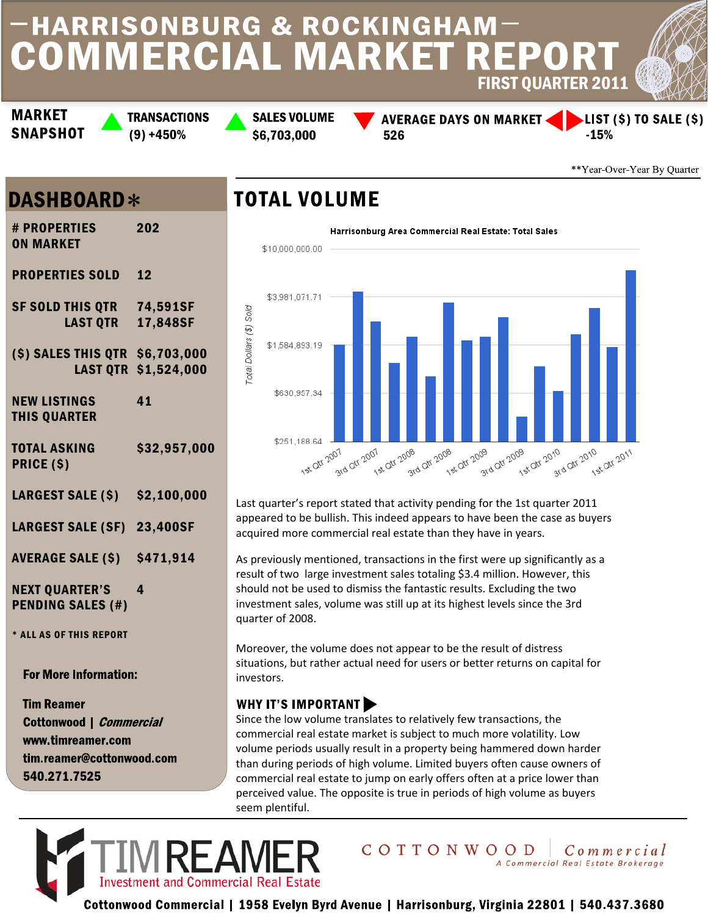# HARRISBURG & ROCKINGHAM COMMERCIAL MARKET REPORT

## FIRST QUARTER 2011

**MARKET SNAPSHOT**

| TRANSACTIONS | SALES VOLUME | AVERAGE DAYS ON MARKET | LIST ($) TO SALE ($) |
|---|---|---|---|
| (9) +450% | $6,703,000 | 526 | -15% |

**Year-Over-Year By Quarter

## DASHBOARD*

| | |
|---|---|
| # PROPERTIES ON MARKET | 202 |
| PROPERTIES SOLD | 12 |
| SF SOLD THIS QTR | 74,591SF |
| LAST QTR | 17,848SF |
| ($) SALES THIS QTR | $6,703,000 |
| LAST QTR | $1,524,000 |
| NEW LISTINGS THIS QUARTER | 41 |
| TOTAL ASKING PRICE ($) | $32,957,000 |
| LARGEST SALE ($) | $2,100,000 |
| LARGEST SALE (SF) | 23,400SF |
| AVERAGE SALE ($) | $471,914 |
| NEXT QUARTER'S PENDING SALES (#) | 4 |

* ALL AS OF THIS REPORT

**For More Information:**

**Tim Reamer**
**Cottonwood | *Commercial***
**www.timreamer.com**
**tim.reamer@cottonwood.com**
**540.271.7525**

## TOTAL VOLUME

Harrisonburg Area Commercial Real Estate: Total Sales

Last quarter's report stated that activity pending for the 1st quarter 2011 appeared to be bullish. This indeed appears to have been the case as buyers acquired more commercial real estate than they have in years.

As previously mentioned, transactions in the first were up significantly as a result of two large investment sales totaling $3.4 million. However, this should not be used to dismiss the fantastic results. Excluding the two investment sales, volume was still up at its highest levels since the 3rd quarter of 2008.

Moreover, the volume does not appear to be the result of distress situations, but rather actual need for users or better returns on capital for investors.

### WHY IT'S IMPORTANT

Since the low volume translates to relatively few transactions, the commercial real estate market is subject to much more volatility. Low volume periods usually result in a property being hammered down harder than during periods of high volume. Limited buyers often cause owners of commercial real estate to jump on early offers often at a price lower than perceived value. The opposite is true in periods of high volume as buyers seem plentiful.

TIM REAMER Investment and Commercial Real Estate | COTTONWOOD Commercial — A Commercial Real Estate Brokerage

Cottonwood Commercial | 1958 Evelyn Byrd Avenue | Harrisonburg, Virginia 22801 | 540.437.3680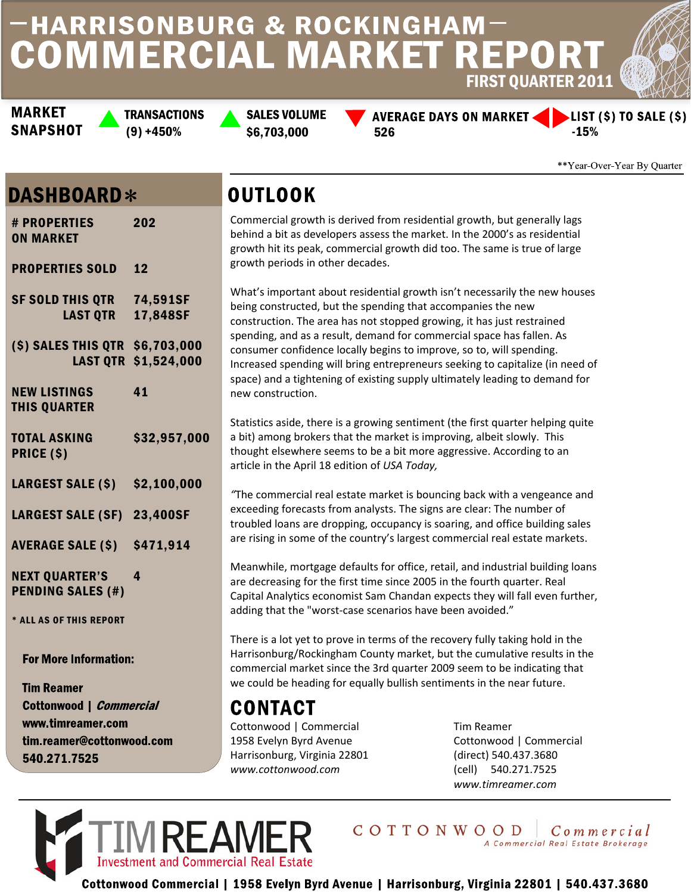# — HARRISONBURG & ROCKINGHAM —
# COMMERCIAL MARKET REPORT
## FIRST QUARTER 2011

**MARKET SNAPSHOT**

**TRANSACTIONS** (9) +450%

**SALES VOLUME** $6,703,000

**AVERAGE DAYS ON MARKET** 526

**LIST ($) TO SALE ($)** -15%

**Year-Over-Year By Quarter

## DASHBOARD*

| | |
|---|---|
| # PROPERTIES ON MARKET | 202 |
| PROPERTIES SOLD | 12 |
| SF SOLD THIS QTR | 74,591SF |
| LAST QTR | 17,848SF |
| ($) SALES THIS QTR | $6,703,000 |
| LAST QTR | $1,524,000 |
| NEW LISTINGS THIS QUARTER | 41 |
| TOTAL ASKING PRICE ($) | $32,957,000 |
| LARGEST SALE ($) | $2,100,000 |
| LARGEST SALE (SF) | 23,400SF |
| AVERAGE SALE ($) | $471,914 |
| NEXT QUARTER'S PENDING SALES (#) | 4 |

* ALL AS OF THIS REPORT

**For More Information:**

**Tim Reamer**
**Cottonwood | *Commercial***
**www.timreamer.com**
**tim.reamer@cottonwood.com**
**540.271.7525**

## OUTLOOK

Commercial growth is derived from residential growth, but generally lags behind a bit as developers assess the market. In the 2000's as residential growth hit its peak, commercial growth did too. The same is true of large growth periods in other decades.

What's important about residential growth isn't necessarily the new houses being constructed, but the spending that accompanies the new construction. The area has not stopped growing, it has just restrained spending, and as a result, demand for commercial space has fallen. As consumer confidence locally begins to improve, so to, will spending. Increased spending will bring entrepreneurs seeking to capitalize (in need of space) and a tightening of existing supply ultimately leading to demand for new construction.

Statistics aside, there is a growing sentiment (the first quarter helping quite a bit) among brokers that the market is improving, albeit slowly. This thought elsewhere seems to be a bit more aggressive. According to an article in the April 18 edition of *USA Today,*

*"*The commercial real estate market is bouncing back with a vengeance and exceeding forecasts from analysts. The signs are clear: The number of troubled loans are dropping, occupancy is soaring, and office building sales are rising in some of the country's largest commercial real estate markets.

Meanwhile, mortgage defaults for office, retail, and industrial building loans are decreasing for the first time since 2005 in the fourth quarter. Real Capital Analytics economist Sam Chandan expects they will fall even further, adding that the "worst-case scenarios have been avoided."

There is a lot yet to prove in terms of the recovery fully taking hold in the Harrisonburg/Rockingham County market, but the cumulative results in the commercial market since the 3rd quarter 2009 seem to be indicating that we could be heading for equally bullish sentiments in the near future.

## CONTACT

Cottonwood | Commercial
1958 Evelyn Byrd Avenue
Harrisonburg, Virginia 22801
*www.cottonwood.com*

Tim Reamer
Cottonwood | Commercial
(direct) 540.437.3680
(cell) 540.271.7525
*www.timreamer.com*

TIM REAMER
Investment and Commercial Real Estate

COTTONWOOD | *Commercial*
*A Commercial Real Estate Brokerage*

**Cottonwood Commercial | 1958 Evelyn Byrd Avenue | Harrisonburg, Virginia 22801 | 540.437.3680**